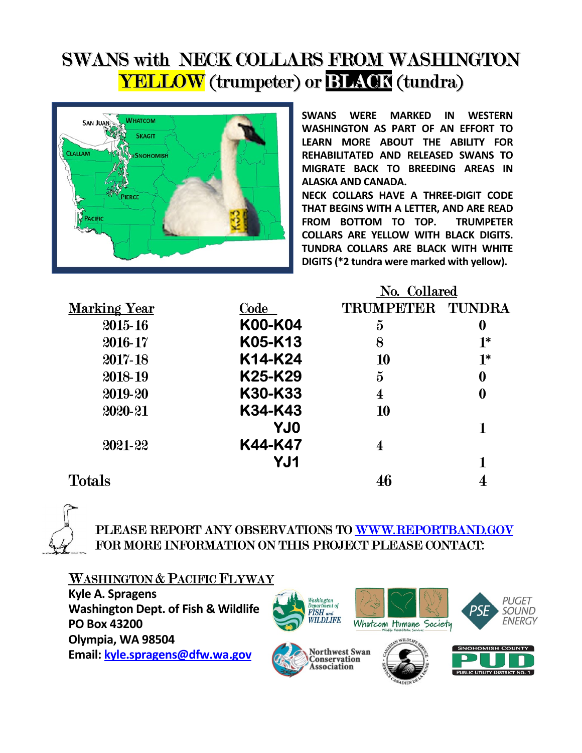# SWANS with NECK COLLARS FROM WASHINGTON
## YELLOW (trumpeter) or BLACK (tundra)

SWANS WERE MARKED IN WESTERN WASHINGTON AS PART OF AN EFFORT TO LEARN MORE ABOUT THE ABILITY FOR REHABILITATED AND RELEASED SWANS TO MIGRATE BACK TO BREEDING AREAS IN ALASKA AND CANADA.

NECK COLLARS HAVE A THREE-DIGIT CODE THAT BEGINS WITH A LETTER, AND ARE READ FROM BOTTOM TO TOP. TRUMPETER COLLARS ARE YELLOW WITH BLACK DIGITS. TUNDRA COLLARS ARE BLACK WITH WHITE DIGITS (*2 tundra were marked with yellow).

| Marking Year | Code | No. Collared | |
|---|---|---|---|
| | | TRUMPETER | TUNDRA |
| 2015-16 | K00-K04 | 5 | 0 |
| 2016-17 | K05-K13 | 8 | 1* |
| 2017-18 | K14-K24 | 10 | 1* |
| 2018-19 | K25-K29 | 5 | 0 |
| 2019-20 | K30-K33 | 4 | 0 |
| 2020-21 | K34-K43 | 10 | |
| | YJ0 | | 1 |
| 2021-22 | K44-K47 | 4 | |
| | YJ1 | | 1 |
| Totals | | 46 | 4 |

PLEASE REPORT ANY OBSERVATIONS TO [WWW.REPORTBAND.GOV](http://www.reportband.gov)
FOR MORE INFORMATION ON THIS PROJECT PLEASE CONTACT:

**WASHINGTON & PACIFIC FLYWAY**

**Kyle A. Spragens**
**Washington Dept. of Fish & Wildlife**
**PO Box 43200**
**Olympia, WA 98504**
**Email: kyle.spragens@dfw.wa.gov**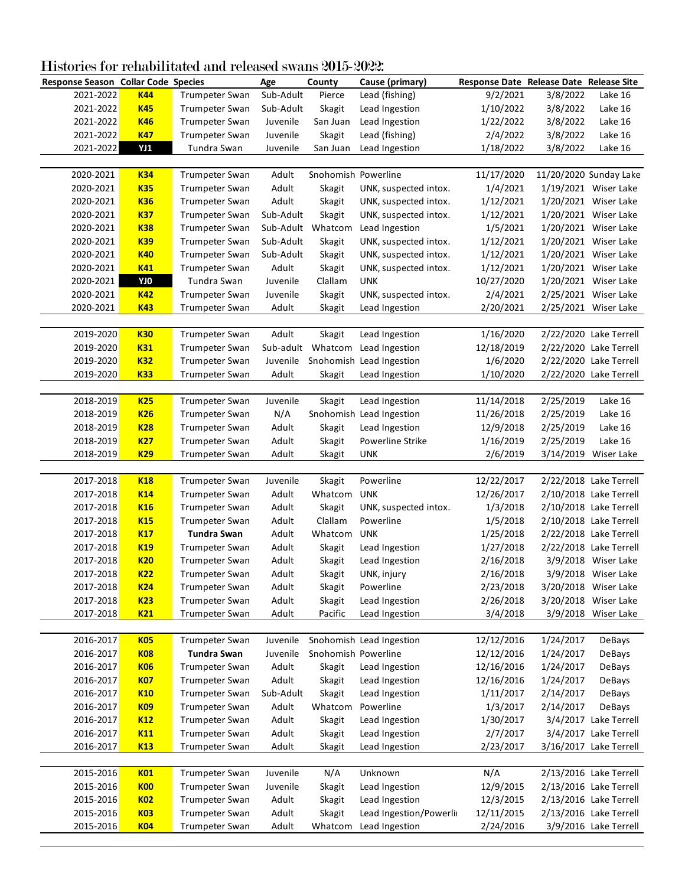# Histories for rehabilitated and released swans 2015-2022:

| Response Season | Collar Code | Species | Age | County | Cause (primary) | Response Date | Release Date | Release Site |
|---|---|---|---|---|---|---|---|---|
| 2021-2022 | K44 | Trumpeter Swan | Sub-Adult | Pierce | Lead (fishing) | 9/2/2021 | 3/8/2022 | Lake 16 |
| 2021-2022 | K45 | Trumpeter Swan | Sub-Adult | Skagit | Lead Ingestion | 1/10/2022 | 3/8/2022 | Lake 16 |
| 2021-2022 | K46 | Trumpeter Swan | Juvenile | San Juan | Lead Ingestion | 1/22/2022 | 3/8/2022 | Lake 16 |
| 2021-2022 | K47 | Trumpeter Swan | Juvenile | Skagit | Lead (fishing) | 2/4/2022 | 3/8/2022 | Lake 16 |
| 2021-2022 | YJ1 | Tundra Swan | Juvenile | San Juan | Lead Ingestion | 1/18/2022 | 3/8/2022 | Lake 16 |
| | | | | | | | | |
| 2020-2021 | K34 | Trumpeter Swan | Adult | Snohomish | Powerline | 11/17/2020 | 11/20/2020 | Sunday Lake |
| 2020-2021 | K35 | Trumpeter Swan | Adult | Skagit | UNK, suspected intox. | 1/4/2021 | 1/19/2021 | Wiser Lake |
| 2020-2021 | K36 | Trumpeter Swan | Adult | Skagit | UNK, suspected intox. | 1/12/2021 | 1/20/2021 | Wiser Lake |
| 2020-2021 | K37 | Trumpeter Swan | Sub-Adult | Skagit | UNK, suspected intox. | 1/12/2021 | 1/20/2021 | Wiser Lake |
| 2020-2021 | K38 | Trumpeter Swan | Sub-Adult | Whatcom | Lead Ingestion | 1/5/2021 | 1/20/2021 | Wiser Lake |
| 2020-2021 | K39 | Trumpeter Swan | Sub-Adult | Skagit | UNK, suspected intox. | 1/12/2021 | 1/20/2021 | Wiser Lake |
| 2020-2021 | K40 | Trumpeter Swan | Sub-Adult | Skagit | UNK, suspected intox. | 1/12/2021 | 1/20/2021 | Wiser Lake |
| 2020-2021 | K41 | Trumpeter Swan | Adult | Skagit | UNK, suspected intox. | 1/12/2021 | 1/20/2021 | Wiser Lake |
| 2020-2021 | YJ0 | Tundra Swan | Juvenile | Clallam | UNK | 10/27/2020 | 1/20/2021 | Wiser Lake |
| 2020-2021 | K42 | Trumpeter Swan | Juvenile | Skagit | UNK, suspected intox. | 2/4/2021 | 2/25/2021 | Wiser Lake |
| 2020-2021 | K43 | Trumpeter Swan | Adult | Skagit | Lead Ingestion | 2/20/2021 | 2/25/2021 | Wiser Lake |
| | | | | | | | | |
| 2019-2020 | K30 | Trumpeter Swan | Adult | Skagit | Lead Ingestion | 1/16/2020 | 2/22/2020 | Lake Terrell |
| 2019-2020 | K31 | Trumpeter Swan | Sub-adult | Whatcom | Lead Ingestion | 12/18/2019 | 2/22/2020 | Lake Terrell |
| 2019-2020 | K32 | Trumpeter Swan | Juvenile | Snohomish | Lead Ingestion | 1/6/2020 | 2/22/2020 | Lake Terrell |
| 2019-2020 | K33 | Trumpeter Swan | Adult | Skagit | Lead Ingestion | 1/10/2020 | 2/22/2020 | Lake Terrell |
| | | | | | | | | |
| 2018-2019 | K25 | Trumpeter Swan | Juvenile | Skagit | Lead Ingestion | 11/14/2018 | 2/25/2019 | Lake 16 |
| 2018-2019 | K26 | Trumpeter Swan | N/A | Snohomish | Lead Ingestion | 11/26/2018 | 2/25/2019 | Lake 16 |
| 2018-2019 | K28 | Trumpeter Swan | Adult | Skagit | Lead Ingestion | 12/9/2018 | 2/25/2019 | Lake 16 |
| 2018-2019 | K27 | Trumpeter Swan | Adult | Skagit | Powerline Strike | 1/16/2019 | 2/25/2019 | Lake 16 |
| 2018-2019 | K29 | Trumpeter Swan | Adult | Skagit | UNK | 2/6/2019 | 3/14/2019 | Wiser Lake |
| | | | | | | | | |
| 2017-2018 | K18 | Trumpeter Swan | Juvenile | Skagit | Powerline | 12/22/2017 | 2/22/2018 | Lake Terrell |
| 2017-2018 | K14 | Trumpeter Swan | Adult | Whatcom | UNK | 12/26/2017 | 2/10/2018 | Lake Terrell |
| 2017-2018 | K16 | Trumpeter Swan | Adult | Skagit | UNK, suspected intox. | 1/3/2018 | 2/10/2018 | Lake Terrell |
| 2017-2018 | K15 | Trumpeter Swan | Adult | Clallam | Powerline | 1/5/2018 | 2/10/2018 | Lake Terrell |
| 2017-2018 | K17 | **Tundra Swan** | Adult | Whatcom | UNK | 1/25/2018 | 2/22/2018 | Lake Terrell |
| 2017-2018 | K19 | Trumpeter Swan | Adult | Skagit | Lead Ingestion | 1/27/2018 | 2/22/2018 | Lake Terrell |
| 2017-2018 | K20 | Trumpeter Swan | Adult | Skagit | Lead Ingestion | 2/16/2018 | 3/9/2018 | Wiser Lake |
| 2017-2018 | K22 | Trumpeter Swan | Adult | Skagit | UNK, injury | 2/16/2018 | 3/9/2018 | Wiser Lake |
| 2017-2018 | K24 | Trumpeter Swan | Adult | Skagit | Powerline | 2/23/2018 | 3/20/2018 | Wiser Lake |
| 2017-2018 | K23 | Trumpeter Swan | Adult | Skagit | Lead Ingestion | 2/26/2018 | 3/20/2018 | Wiser Lake |
| 2017-2018 | K21 | Trumpeter Swan | Adult | Pacific | Lead Ingestion | 3/4/2018 | 3/9/2018 | Wiser Lake |
| | | | | | | | | |
| 2016-2017 | K05 | Trumpeter Swan | Juvenile | Snohomish | Lead Ingestion | 12/12/2016 | 1/24/2017 | DeBays |
| 2016-2017 | K08 | **Tundra Swan** | Juvenile | Snohomish | Powerline | 12/12/2016 | 1/24/2017 | DeBays |
| 2016-2017 | K06 | Trumpeter Swan | Adult | Skagit | Lead Ingestion | 12/16/2016 | 1/24/2017 | DeBays |
| 2016-2017 | K07 | Trumpeter Swan | Adult | Skagit | Lead Ingestion | 12/16/2016 | 1/24/2017 | DeBays |
| 2016-2017 | K10 | Trumpeter Swan | Sub-Adult | Skagit | Lead Ingestion | 1/11/2017 | 2/14/2017 | DeBays |
| 2016-2017 | K09 | Trumpeter Swan | Adult | Whatcom | Powerline | 1/3/2017 | 2/14/2017 | DeBays |
| 2016-2017 | K12 | Trumpeter Swan | Adult | Skagit | Lead Ingestion | 1/30/2017 | 3/4/2017 | Lake Terrell |
| 2016-2017 | K11 | Trumpeter Swan | Adult | Skagit | Lead Ingestion | 2/7/2017 | 3/4/2017 | Lake Terrell |
| 2016-2017 | K13 | Trumpeter Swan | Adult | Skagit | Lead Ingestion | 2/23/2017 | 3/16/2017 | Lake Terrell |
| | | | | | | | | |
| 2015-2016 | K01 | Trumpeter Swan | Juvenile | N/A | Unknown | N/A | 2/13/2016 | Lake Terrell |
| 2015-2016 | K00 | Trumpeter Swan | Juvenile | Skagit | Lead Ingestion | 12/9/2015 | 2/13/2016 | Lake Terrell |
| 2015-2016 | K02 | Trumpeter Swan | Adult | Skagit | Lead Ingestion | 12/3/2015 | 2/13/2016 | Lake Terrell |
| 2015-2016 | K03 | Trumpeter Swan | Adult | Skagit | Lead Ingestion/Powerli | 12/11/2015 | 2/13/2016 | Lake Terrell |
| 2015-2016 | K04 | Trumpeter Swan | Adult | Whatcom | Lead Ingestion | 2/24/2016 | 3/9/2016 | Lake Terrell |